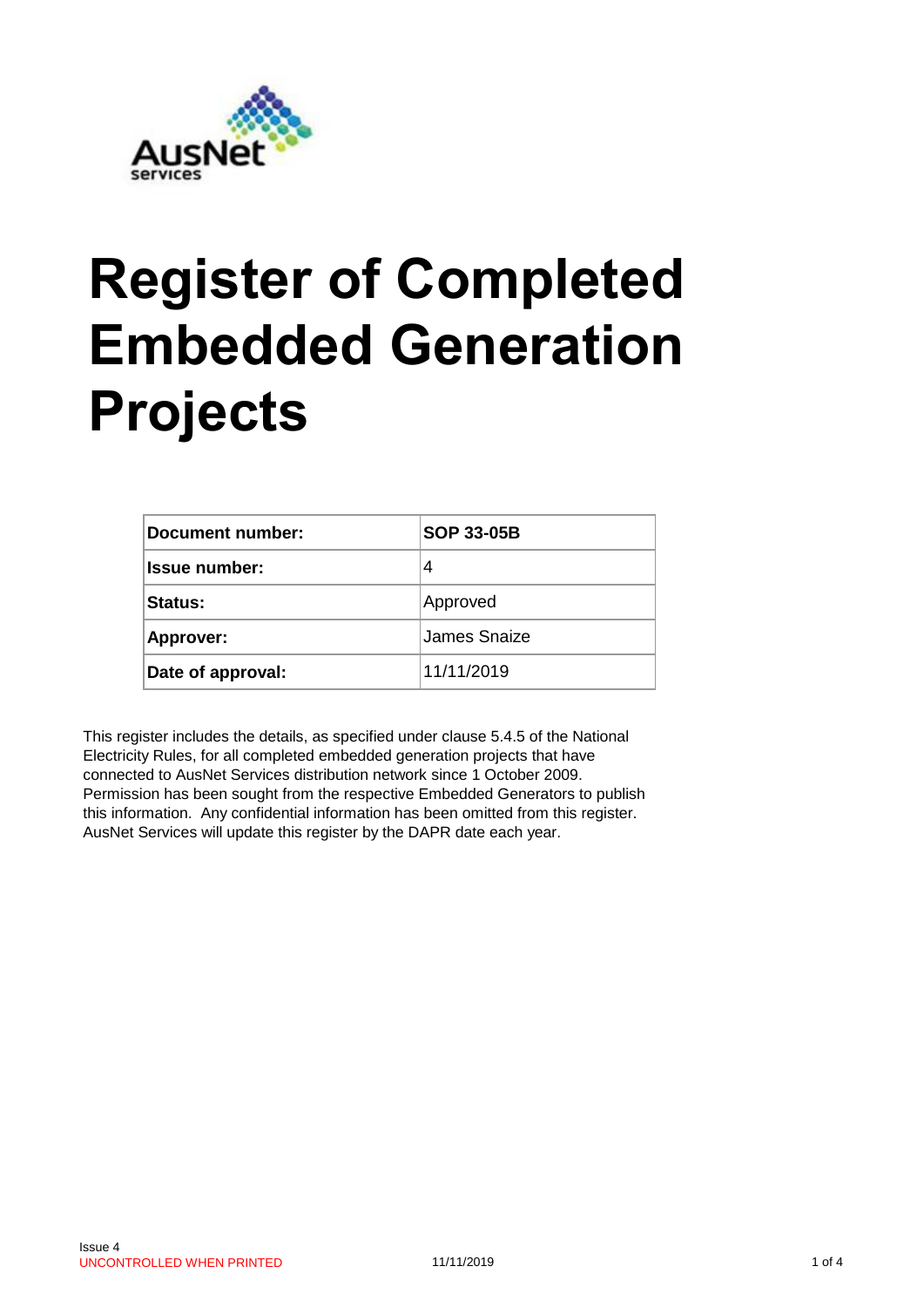# Register of Completed Embedded Generation Projects

| Document number: | SOP 33-05B |
|---|---|
| Issue number: | 4 |
| Status: | Approved |
| Approver: | James Snaize |
| Date of approval: | 11/11/2019 |

This register includes the details, as specified under clause 5.4.5 of the National Electricity Rules, for all completed embedded generation projects that have connected to AusNet Services distribution network since 1 October 2009. Permission has been sought from the respective Embedded Generators to publish this information. Any confidential information has been omitted from this register. AusNet Services will update this register by the DAPR date each year.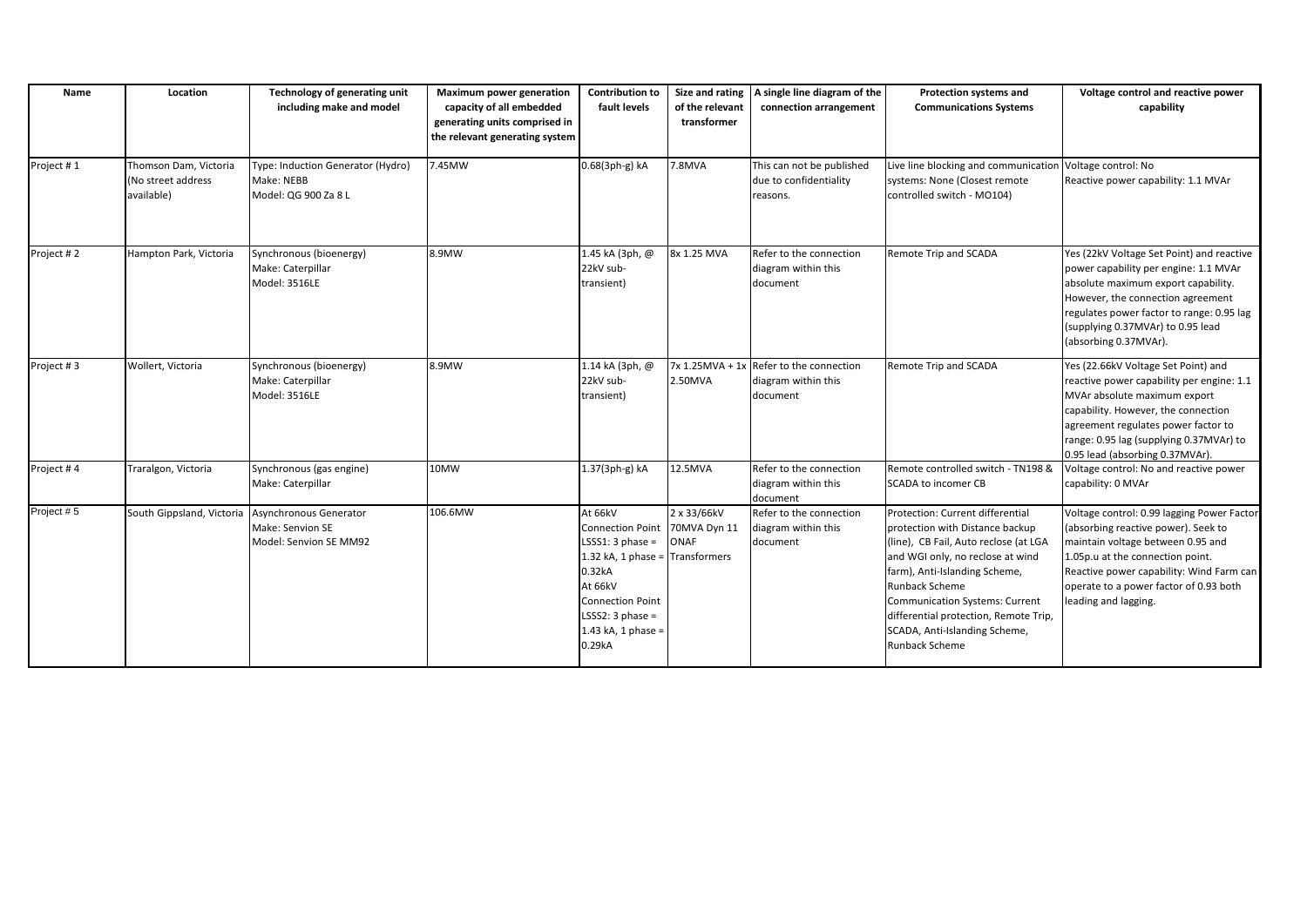| Name | Location | Technology of generating unit including make and model | Maximum power generation capacity of all embedded generating units comprised in the relevant generating system | Contribution to fault levels | Size and rating of the relevant transformer | A single line diagram of the connection arrangement | Protection systems and Communications Systems | Voltage control and reactive power capability |
|---|---|---|---|---|---|---|---|---|
| Project # 1 | Thomson Dam, Victoria (No street address available) | Type: Induction Generator (Hydro) Make: NEBB Model: QG 900 Za 8 L | 7.45MW | 0.68(3ph-g) kA | 7.8MVA | This can not be published due to confidentiality reasons. | Live line blocking and communication systems: None (Closest remote controlled switch - MO104) | Voltage control: No Reactive power capability: 1.1 MVAr |
| Project # 2 | Hampton Park, Victoria | Synchronous (bioenergy) Make: Caterpillar Model: 3516LE | 8.9MW | 1.45 kA (3ph, @ 22kV sub-transient) | 8x 1.25 MVA | Refer to the connection diagram within this document | Remote Trip and SCADA | Yes (22kV Voltage Set Point) and reactive power capability per engine: 1.1 MVAr absolute maximum export capability. However, the connection agreement regulates power factor to range: 0.95 lag (supplying 0.37MVAr) to 0.95 lead (absorbing 0.37MVAr). |
| Project # 3 | Wollert, Victoria | Synchronous (bioenergy) Make: Caterpillar Model: 3516LE | 8.9MW | 1.14 kA (3ph, @ 22kV sub-transient) | 7x 1.25MVA + 1x 2.50MVA | Refer to the connection diagram within this document | Remote Trip and SCADA | Yes (22.66kV Voltage Set Point) and reactive power capability per engine: 1.1 MVAr absolute maximum export capability. However, the connection agreement regulates power factor to range: 0.95 lag (supplying 0.37MVAr) to 0.95 lead (absorbing 0.37MVAr). |
| Project # 4 | Traralgon, Victoria | Synchronous (gas engine) Make: Caterpillar | 10MW | 1.37(3ph-g) kA | 12.5MVA | Refer to the connection diagram within this document | Remote controlled switch - TN198 & SCADA to incomer CB | Voltage control: No and reactive power capability: 0 MVAr |
| Project # 5 | South Gippsland, Victoria | Asynchronous Generator Make: Senvion SE Model: Senvion SE MM92 | 106.6MW | At 66kV Connection Point LSSS1: 3 phase = 1.32 kA, 1 phase = 0.32kA At 66kV Connection Point LSSS2: 3 phase = 1.43 kA, 1 phase = 0.29kA | 2 x 33/66kV 70MVA Dyn 11 ONAF Transformers | Refer to the connection diagram within this document | Protection: Current differential protection with Distance backup (line), CB Fail, Auto reclose (at LGA and WGI only, no reclose at wind farm), Anti-Islanding Scheme, Runback Scheme Communication Systems: Current differential protection, Remote Trip, SCADA, Anti-Islanding Scheme, Runback Scheme | Voltage control: 0.99 lagging Power Factor (absorbing reactive power). Seek to maintain voltage between 0.95 and 1.05p.u at the connection point. Reactive power capability: Wind Farm can operate to a power factor of 0.93 both leading and lagging. |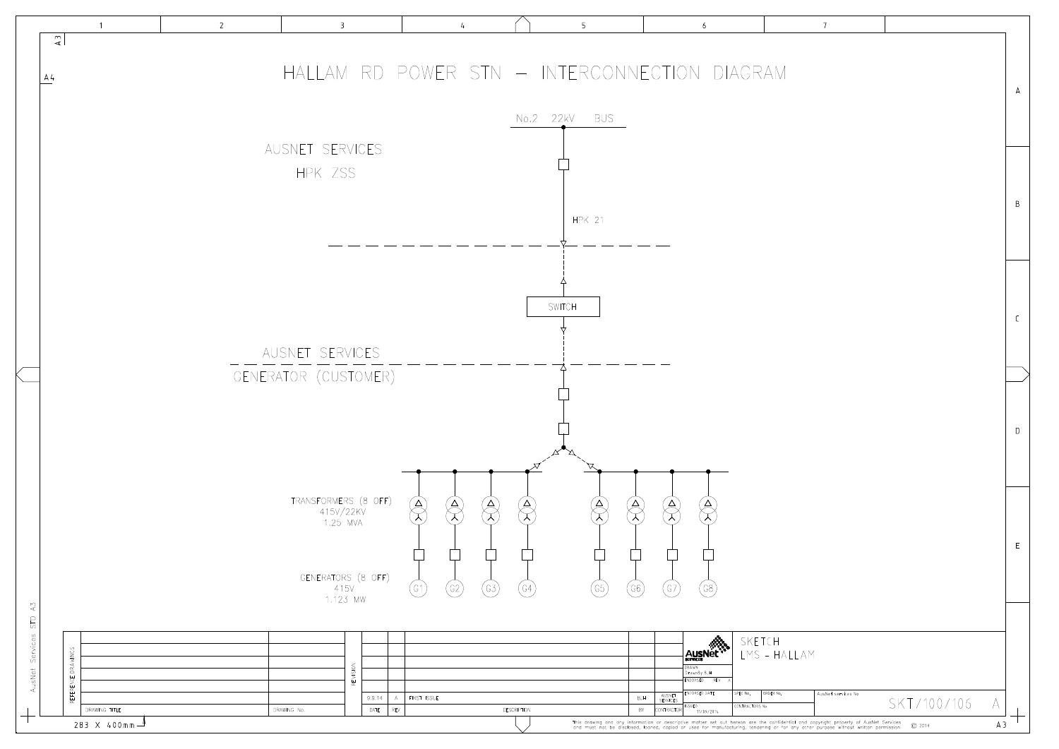# HALLAM RD POWER STN – INTERCONNECTION DIAGRAM

No.2 22kV BUS

AUSNET SERVICES
HPK ZSS

HPK 21

SWITCH

AUSNET SERVICES
GENERATOR (CUSTOMER)

TRANSFORMERS (8 OFF)
415V/22KV
1.25 MVA

GENERATORS (8 OFF)
415V
1.123 MW

G1 G2 G3 G4 G5 G6 G7 G8

| DATE | REV | DESCRIPTION | BY | |
|---|---|---|---|---|
| 9.9.14 | A | FIRST ISSUE | BJH | AUSNET SERVICES |

REFERENCE DRAWINGS — DRAWING TITLE / DRAWING No.

AusNet Services

DRAWN: Drawn by B.H

ISSUED: 11/09/2014

SKETCH
LMS – HALLAM

SKT/100/106 A

A3

283 X 400mm

This drawing and any information or descriptive matter set out hereon are the confidential and copyright property of AusNet Services and must not be disclosed, loaned, copied or used for manufacturing, tendering or for any other purpose without written permission. © 2014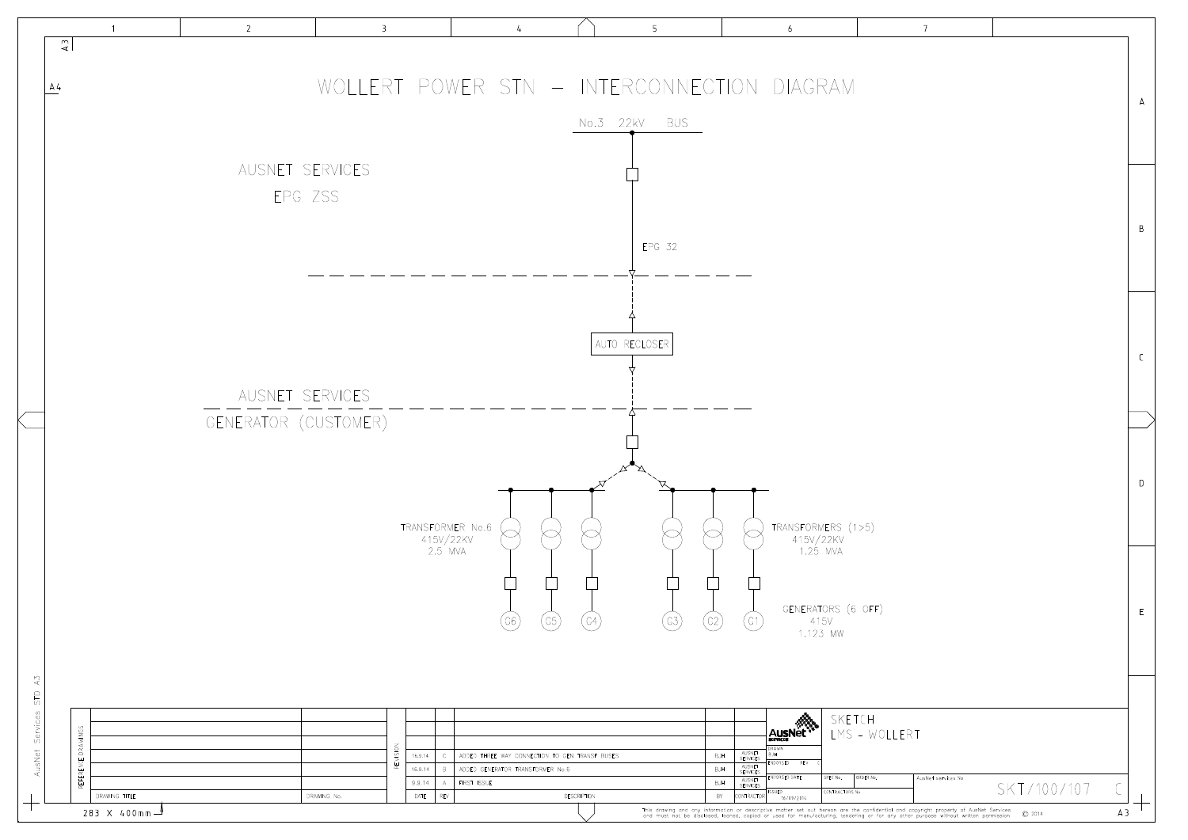# WOLLERT POWER STN – INTERCONNECTION DIAGRAM

No.3 22kV BUS

AUSNET SERVICES

EPG ZSS

EPG 32

AUTO RECLOSER

AUSNET SERVICES

GENERATOR (CUSTOMER)

TRANSFORMER No.6
415V/22KV
2.5 MVA

TRANSFORMERS (1>5)
415V/22KV
1.25 MVA

G6 G5 G4 G3 G2 G1

GENERATORS (6 OFF)
415V
1.123 MW

| DATE | REV | DESCRIPTION | BY | CONTRACTOR |
|---|---|---|---|---|
| 16.9.14 | C | ADDED THREE WAY CONNECTION TO GEN TRANSF BUSES | BJH | AUSNET SERVICES |
| 16.9.14 | B | ADDED GENERATOR TRANSFORMER No.6 | BJH | AUSNET SERVICES |
| 9.9.14 | A | FIRST ISSUE | BJH | AUSNET SERVICES |

SKETCH
LMS – WOLLERT

DRAWN: BJH

ISSUED: 16/09/2014

SKT/100/107 C

This drawing and any information or descriptive matter set out hereon are the confidential and copyright property of AusNet Services and must not be disclosed, loaned, copied or used for manufacturing, tendering or for any other purpose without written permission. © 2014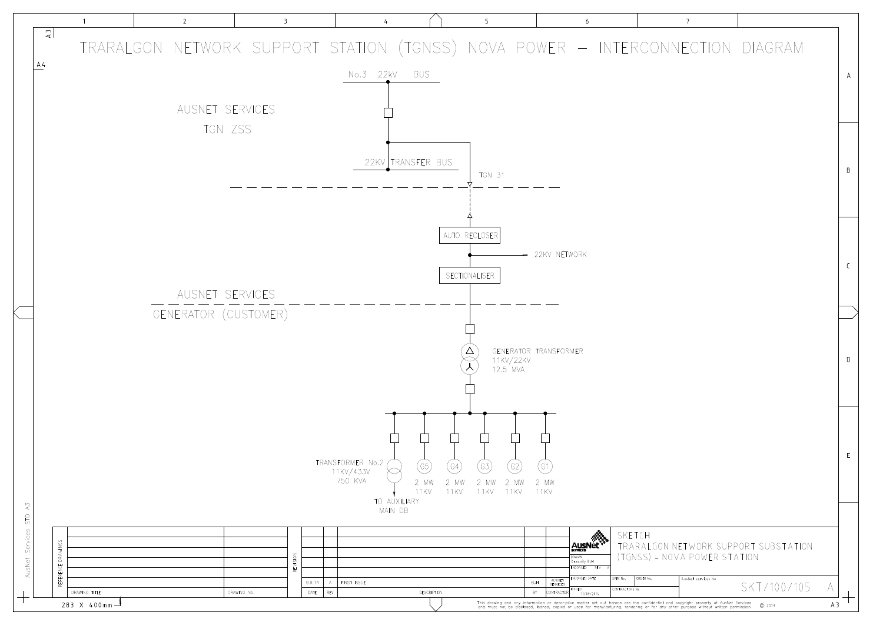# TRARALGON NETWORK SUPPORT STATION (TGNSS) NOVA POWER – INTERCONNECTION DIAGRAM

No.3 22kV BUS

AUSNET SERVICES

TGN ZSS

22KV TRANSFER BUS

TGN 31

AUTO RECLOSER

22KV NETWORK

SECTIONALISER

AUSNET SERVICES

GENERATOR (CUSTOMER)

GENERATOR TRANSFORMER
11KV/22KV
12.5 MVA

TRANSFORMER No.2
11KV/433V
750 KVA

TO AUXILIARY MAIN DB

| G5 | G4 | G3 | G2 | G1 |
|---|---|---|---|---|
| 2 MW 11KV | 2 MW 11KV | 2 MW 11KV | 2 MW 11KV | 2 MW 11KV |

| DATE | REV | DESCRIPTION | BY | AUSNET SERVICES |
|---|---|---|---|---|
| 9.9.14 | A | FIRST ISSUE | BJH | |

SKETCH
TRARALGON NETWORK SUPPORT SUBSTATION (TGNSS) – NOVA POWER STATION

DRAWN: Drawn By B.H

ISSUED: 11/09/2014

SKT/100/105 A

A3

283 X 400mm

This drawing and any information or descriptive matter set out hereon are the confidential and copyright property of AusNet Services and must not be disclosed, loaned, copied or used for manufacturing, tendering or for any other purpose without written permission. © 2014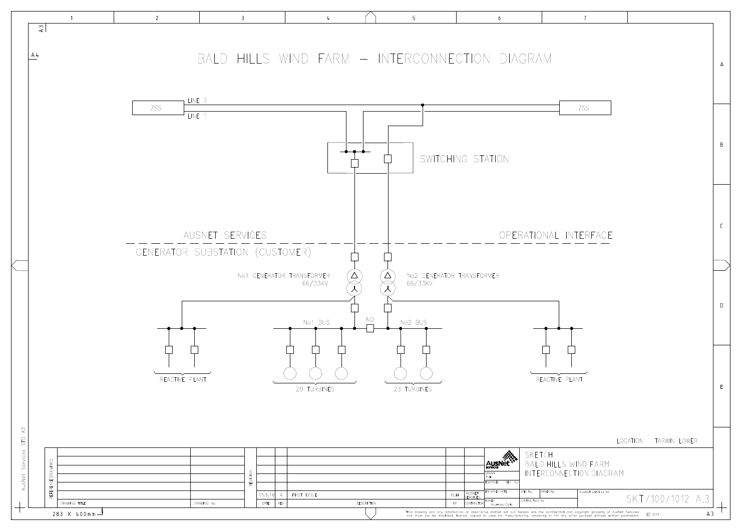# BALD HILLS WIND FARM – INTERCONNECTION DIAGRAM

ZSS

LINE 2

LINE 1

ZSS

SWITCHING STATION

AUSNET SERVICES

OPERATIONAL INTERFACE

GENERATOR SUBSTATION (CUSTOMER)

No1 GENERATOR TRANSFORMER
66/33KV

No2 GENERATOR TRANSFORMER
66/33KV

No1 BUS

NO

No2 BUS

REACTIVE PLANT

29 TURBINES

23 TURBINES

REACTIVE PLANT

LOCATION TARWIN LOWER

| DATE | REV | DESCRIPTION | BY | |
|---|---|---|---|---|
| 15.6.16 | A | FIRST ISSUE | BJH | AUSNET SERVICES |

REFERENCE DRAWINGS

DRAWING TITLE | DRAWING No.

REVISION

AusNet Services

DRAWN BJH

ENDORSED REV A3

ENDORSED DATE

ISSUED Approved Date

CONTRACTOR

SKETCH
BALD HILLS WIND FARM
INTERCONNECTION DIAGRAM

SPEC No. | ORDER No. | AusNet services No

CONTRACTORS No

SKT/100/1012 A.3

283 X 400mm

This drawing and any information or descriptive matter set out hereon are the confidential and copyright property of AusNet Services and must not be disclosed, loaned, copied or used for manufacturing, tendering or for any other purpose without written permission. © 2014

AusNet Services STD A3